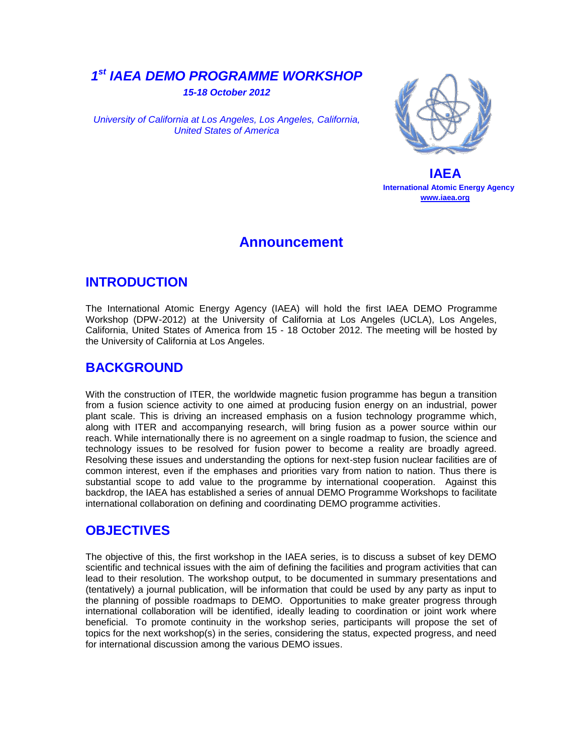# 1[st] IAEA DEMO PROGRAMME WORKSHOP

***15-18 October 2012***

*University of California at Los Angeles, Los Angeles, California, United States of America*

**IAEA**
**International Atomic Energy Agency**
**www.iaea.org**

## Announcement

## INTRODUCTION

The International Atomic Energy Agency (IAEA) will hold the first IAEA DEMO Programme Workshop (DPW-2012) at the University of California at Los Angeles (UCLA), Los Angeles, California, United States of America from 15 - 18 October 2012. The meeting will be hosted by the University of California at Los Angeles.

## BACKGROUND

With the construction of ITER, the worldwide magnetic fusion programme has begun a transition from a fusion science activity to one aimed at producing fusion energy on an industrial, power plant scale. This is driving an increased emphasis on a fusion technology programme which, along with ITER and accompanying research, will bring fusion as a power source within our reach. While internationally there is no agreement on a single roadmap to fusion, the science and technology issues to be resolved for fusion power to become a reality are broadly agreed. Resolving these issues and understanding the options for next-step fusion nuclear facilities are of common interest, even if the emphases and priorities vary from nation to nation. Thus there is substantial scope to add value to the programme by international cooperation. Against this backdrop, the IAEA has established a series of annual DEMO Programme Workshops to facilitate international collaboration on defining and coordinating DEMO programme activities.

## OBJECTIVES

The objective of this, the first workshop in the IAEA series, is to discuss a subset of key DEMO scientific and technical issues with the aim of defining the facilities and program activities that can lead to their resolution. The workshop output, to be documented in summary presentations and (tentatively) a journal publication, will be information that could be used by any party as input to the planning of possible roadmaps to DEMO. Opportunities to make greater progress through international collaboration will be identified, ideally leading to coordination or joint work where beneficial. To promote continuity in the workshop series, participants will propose the set of topics for the next workshop(s) in the series, considering the status, expected progress, and need for international discussion among the various DEMO issues.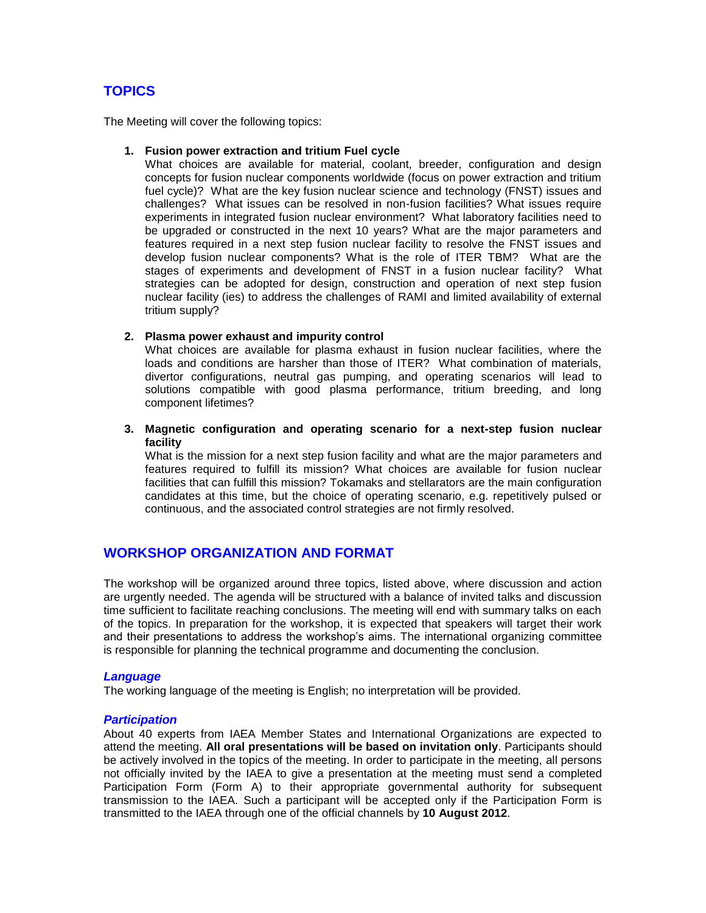## TOPICS

The Meeting will cover the following topics:

1. **Fusion power extraction and tritium Fuel cycle**
   What choices are available for material, coolant, breeder, configuration and design concepts for fusion nuclear components worldwide (focus on power extraction and tritium fuel cycle)? What are the key fusion nuclear science and technology (FNST) issues and challenges? What issues can be resolved in non-fusion facilities? What issues require experiments in integrated fusion nuclear environment? What laboratory facilities need to be upgraded or constructed in the next 10 years? What are the major parameters and features required in a next step fusion nuclear facility to resolve the FNST issues and develop fusion nuclear components? What is the role of ITER TBM? What are the stages of experiments and development of FNST in a fusion nuclear facility? What strategies can be adopted for design, construction and operation of next step fusion nuclear facility (ies) to address the challenges of RAMI and limited availability of external tritium supply?

2. **Plasma power exhaust and impurity control**
   What choices are available for plasma exhaust in fusion nuclear facilities, where the loads and conditions are harsher than those of ITER? What combination of materials, divertor configurations, neutral gas pumping, and operating scenarios will lead to solutions compatible with good plasma performance, tritium breeding, and long component lifetimes?

3. **Magnetic configuration and operating scenario for a next-step fusion nuclear facility**
   What is the mission for a next step fusion facility and what are the major parameters and features required to fulfill its mission? What choices are available for fusion nuclear facilities that can fulfill this mission? Tokamaks and stellarators are the main configuration candidates at this time, but the choice of operating scenario, e.g. repetitively pulsed or continuous, and the associated control strategies are not firmly resolved.

## WORKSHOP ORGANIZATION AND FORMAT

The workshop will be organized around three topics, listed above, where discussion and action are urgently needed. The agenda will be structured with a balance of invited talks and discussion time sufficient to facilitate reaching conclusions. The meeting will end with summary talks on each of the topics. In preparation for the workshop, it is expected that speakers will target their work and their presentations to address the workshop's aims. The international organizing committee is responsible for planning the technical programme and documenting the conclusion.

### *Language*

The working language of the meeting is English; no interpretation will be provided.

### *Participation*

About 40 experts from IAEA Member States and International Organizations are expected to attend the meeting. **All oral presentations will be based on invitation only**. Participants should be actively involved in the topics of the meeting. In order to participate in the meeting, all persons not officially invited by the IAEA to give a presentation at the meeting must send a completed Participation Form (Form A) to their appropriate governmental authority for subsequent transmission to the IAEA. Such a participant will be accepted only if the Participation Form is transmitted to the IAEA through one of the official channels by **10 August 2012**.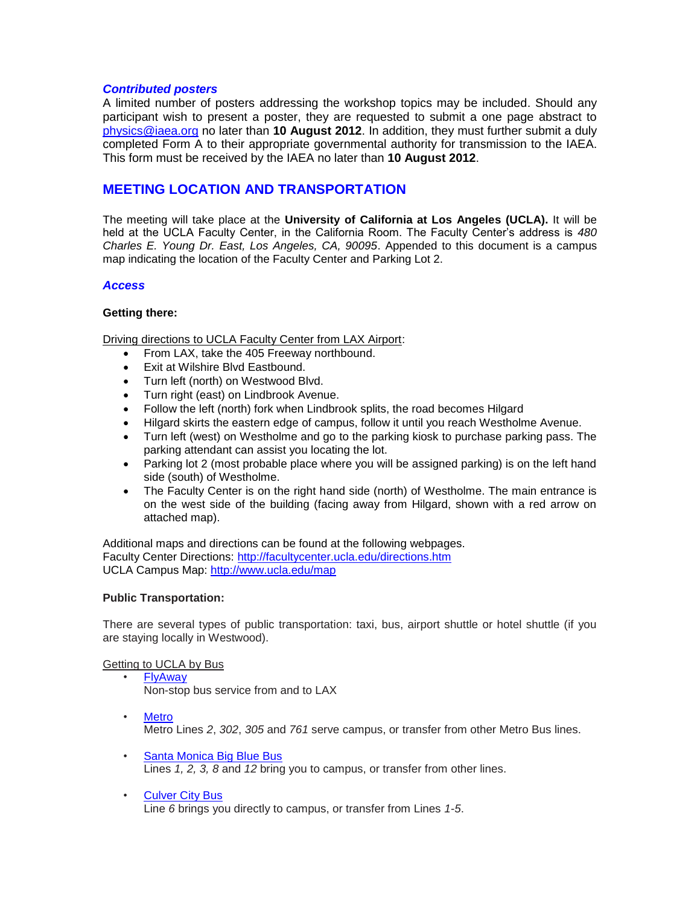### *Contributed posters*

A limited number of posters addressing the workshop topics may be included. Should any participant wish to present a poster, they are requested to submit a one page abstract to [physics@iaea.org](mailto:physics@iaea.org) no later than **10 August 2012**. In addition, they must further submit a duly completed Form A to their appropriate governmental authority for transmission to the IAEA. This form must be received by the IAEA no later than **10 August 2012**.

## MEETING LOCATION AND TRANSPORTATION

The meeting will take place at the **University of California at Los Angeles (UCLA).** It will be held at the UCLA Faculty Center, in the California Room. The Faculty Center's address is *480 Charles E. Young Dr. East, Los Angeles, CA, 90095*. Appended to this document is a campus map indicating the location of the Faculty Center and Parking Lot 2.

### *Access*

**Getting there:**

Driving directions to UCLA Faculty Center from LAX Airport:

- From LAX, take the 405 Freeway northbound.
- Exit at Wilshire Blvd Eastbound.
- Turn left (north) on Westwood Blvd.
- Turn right (east) on Lindbrook Avenue.
- Follow the left (north) fork when Lindbrook splits, the road becomes Hilgard
- Hilgard skirts the eastern edge of campus, follow it until you reach Westholme Avenue.
- Turn left (west) on Westholme and go to the parking kiosk to purchase parking pass. The parking attendant can assist you locating the lot.
- Parking lot 2 (most probable place where you will be assigned parking) is on the left hand side (south) of Westholme.
- The Faculty Center is on the right hand side (north) of Westholme. The main entrance is on the west side of the building (facing away from Hilgard, shown with a red arrow on attached map).

Additional maps and directions can be found at the following webpages.
Faculty Center Directions: [http://facultycenter.ucla.edu/directions.htm](http://facultycenter.ucla.edu/directions.htm)
UCLA Campus Map: [http://www.ucla.edu/map](http://www.ucla.edu/map)

**Public Transportation:**

There are several types of public transportation: taxi, bus, airport shuttle or hotel shuttle (if you are staying locally in Westwood).

Getting to UCLA by Bus

- FlyAway
  Non-stop bus service from and to LAX

- Metro
  Metro Lines *2*, *302*, *305* and *761* serve campus, or transfer from other Metro Bus lines.

- Santa Monica Big Blue Bus
  Lines *1, 2, 3, 8* and *12* bring you to campus, or transfer from other lines.

- Culver City Bus
  Line *6* brings you directly to campus, or transfer from Lines *1-5*.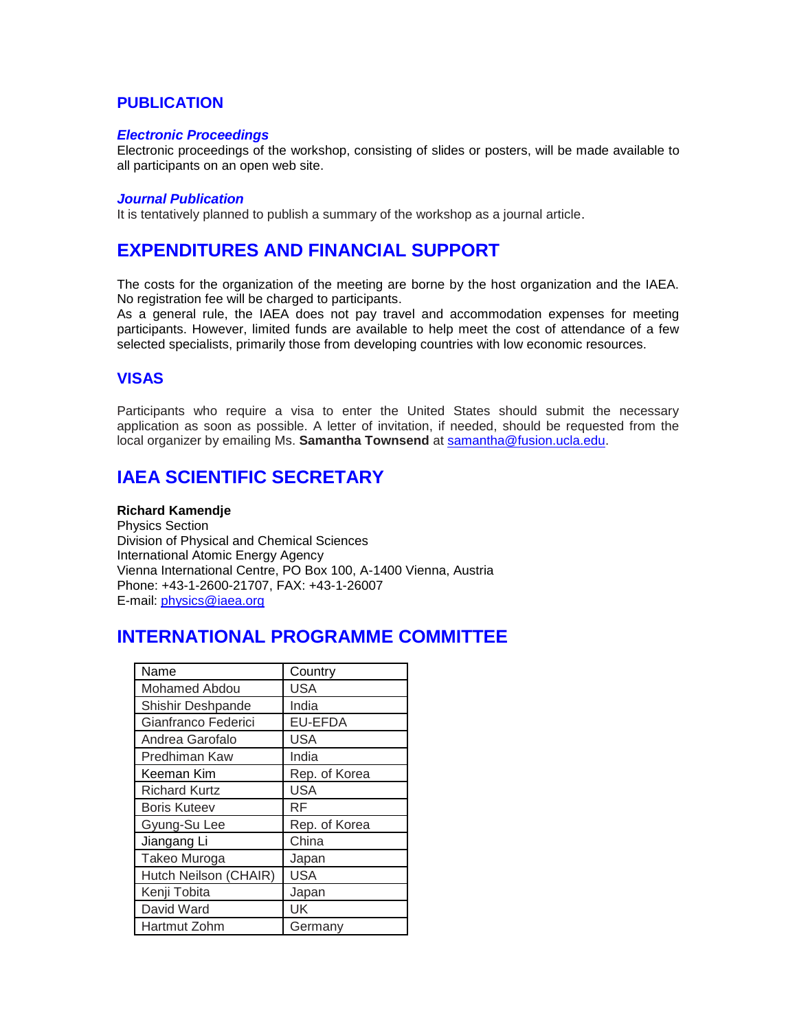## PUBLICATION

### *Electronic Proceedings*

Electronic proceedings of the workshop, consisting of slides or posters, will be made available to all participants on an open web site.

### *Journal Publication*

It is tentatively planned to publish a summary of the workshop as a journal article.

## EXPENDITURES AND FINANCIAL SUPPORT

The costs for the organization of the meeting are borne by the host organization and the IAEA. No registration fee will be charged to participants.

As a general rule, the IAEA does not pay travel and accommodation expenses for meeting participants. However, limited funds are available to help meet the cost of attendance of a few selected specialists, primarily those from developing countries with low economic resources.

## VISAS

Participants who require a visa to enter the United States should submit the necessary application as soon as possible. A letter of invitation, if needed, should be requested from the local organizer by emailing Ms. **Samantha Townsend** at samantha@fusion.ucla.edu.

## IAEA SCIENTIFIC SECRETARY

**Richard Kamendje**
Physics Section
Division of Physical and Chemical Sciences
International Atomic Energy Agency
Vienna International Centre, PO Box 100, A-1400 Vienna, Austria
Phone: +43-1-2600-21707, FAX: +43-1-26007
E-mail: physics@iaea.org

## INTERNATIONAL PROGRAMME COMMITTEE

| Name | Country |
|---|---|
| Mohamed Abdou | USA |
| Shishir Deshpande | India |
| Gianfranco Federici | EU-EFDA |
| Andrea Garofalo | USA |
| Predhiman Kaw | India |
| Keeman Kim | Rep. of Korea |
| Richard Kurtz | USA |
| Boris Kuteev | RF |
| Gyung-Su Lee | Rep. of Korea |
| Jiangang Li | China |
| Takeo Muroga | Japan |
| Hutch Neilson (CHAIR) | USA |
| Kenji Tobita | Japan |
| David Ward | UK |
| Hartmut Zohm | Germany |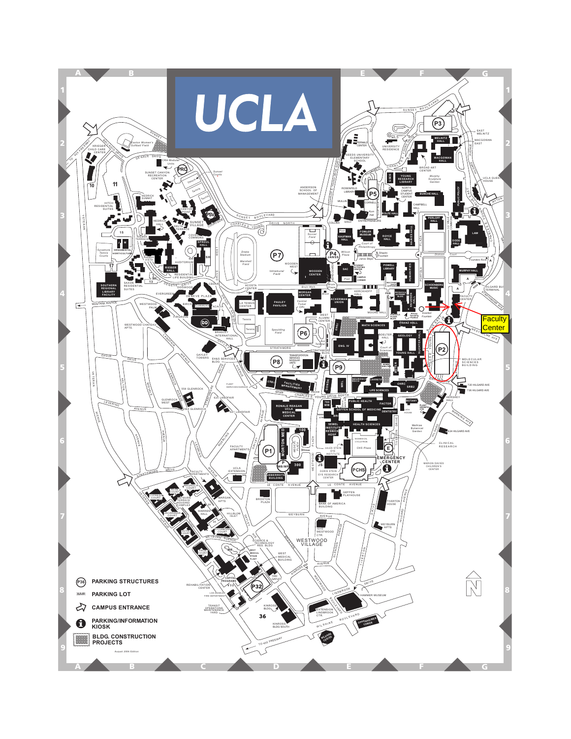UCLA

Faculty Center

PARKING STRUCTURES

PARKING LOT

CAMPUS ENTRANCE

PARKING/INFORMATION KIOSK

BLDG. CONSTRUCTION PROJECTS

August 2006 Edition